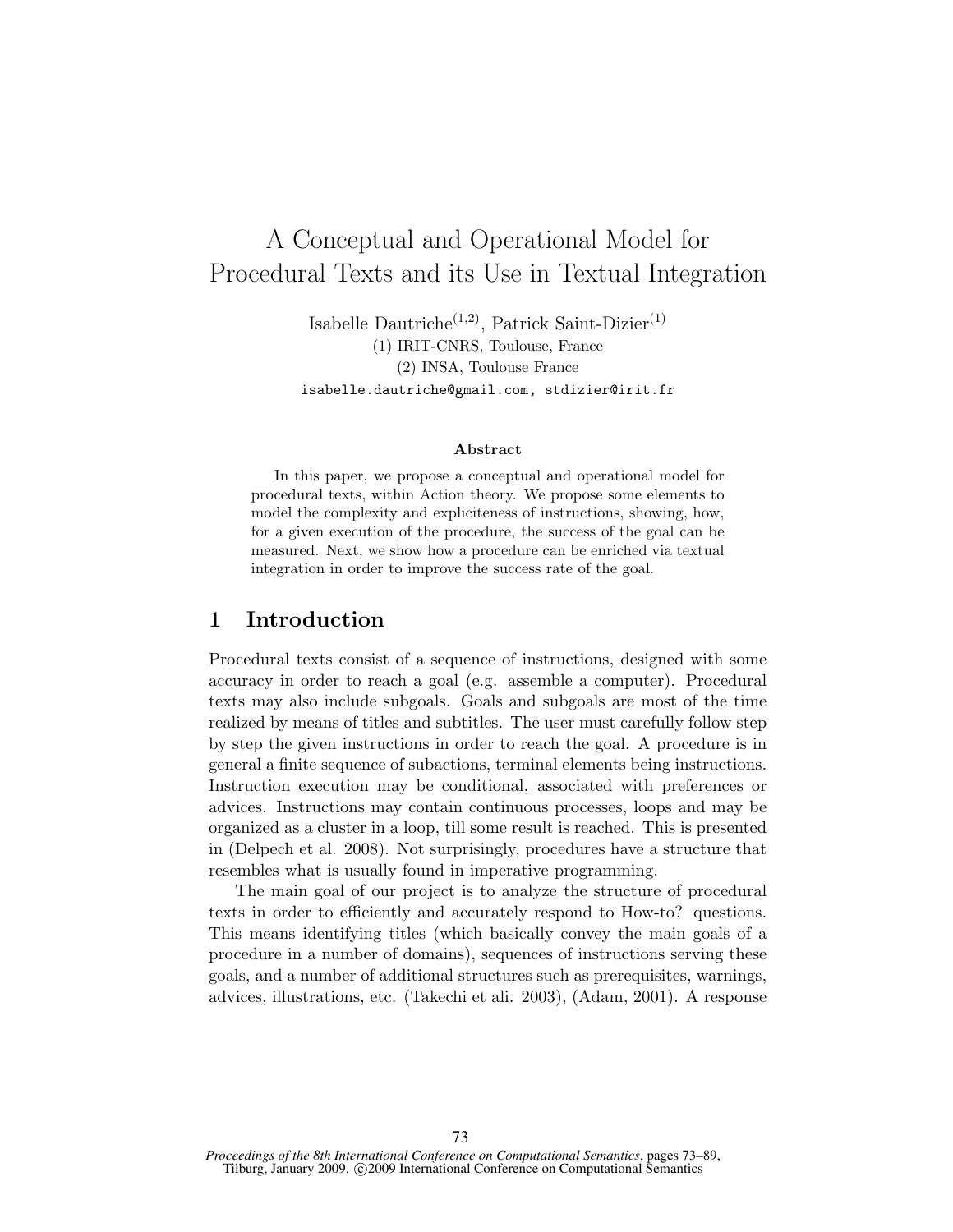# A Conceptual and Operational Model for Procedural Texts and its Use in Textual Integration

Isabelle Dautriche[(1,2)], Patrick Saint-Dizier[(1)]

(1) IRIT-CNRS, Toulouse, France

(2) INSA, Toulouse France

isabelle.dautriche@gmail.com, stdizier@irit.fr

### Abstract

In this paper, we propose a conceptual and operational model for procedural texts, within Action theory. We propose some elements to model the complexity and expliciteness of instructions, showing, how, for a given execution of the procedure, the success of the goal can be measured. Next, we show how a procedure can be enriched via textual integration in order to improve the success rate of the goal.

## 1 Introduction

Procedural texts consist of a sequence of instructions, designed with some accuracy in order to reach a goal (e.g. assemble a computer). Procedural texts may also include subgoals. Goals and subgoals are most of the time realized by means of titles and subtitles. The user must carefully follow step by step the given instructions in order to reach the goal. A procedure is in general a finite sequence of subactions, terminal elements being instructions. Instruction execution may be conditional, associated with preferences or advices. Instructions may contain continuous processes, loops and may be organized as a cluster in a loop, till some result is reached. This is presented in (Delpech et al. 2008). Not surprisingly, procedures have a structure that resembles what is usually found in imperative programming.

The main goal of our project is to analyze the structure of procedural texts in order to efficiently and accurately respond to How-to? questions. This means identifying titles (which basically convey the main goals of a procedure in a number of domains), sequences of instructions serving these goals, and a number of additional structures such as prerequisites, warnings, advices, illustrations, etc. (Takechi et ali. 2003), (Adam, 2001). A response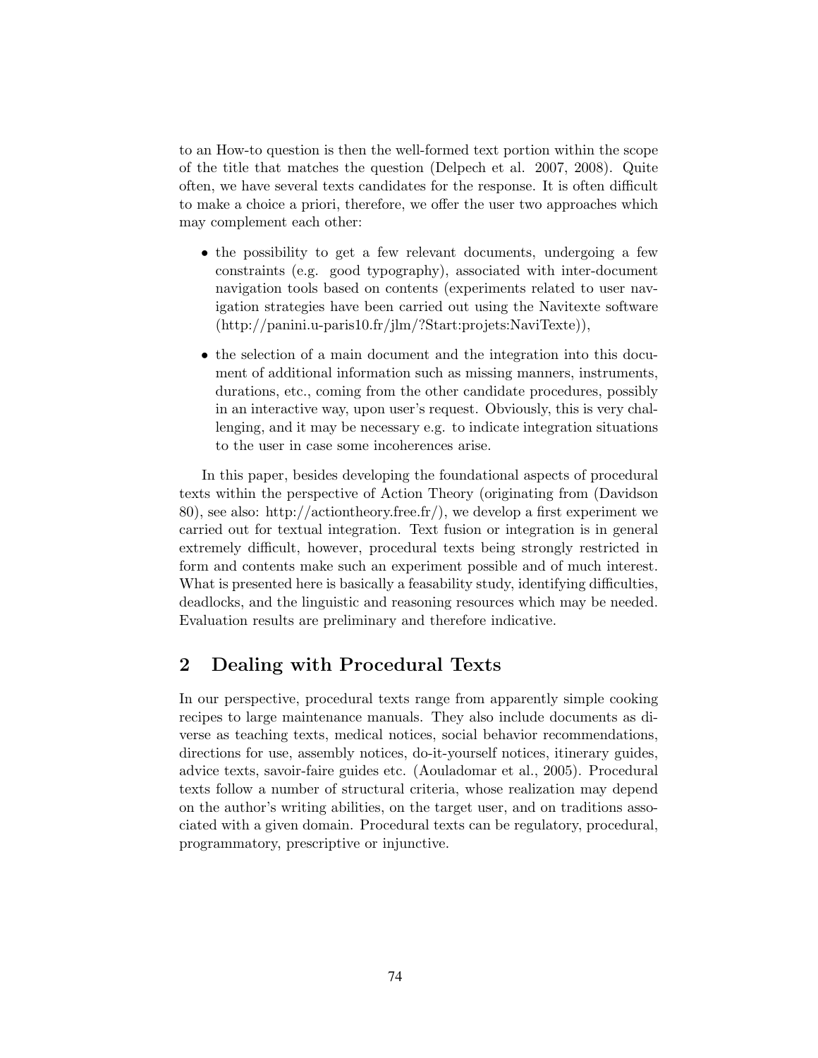to an How-to question is then the well-formed text portion within the scope of the title that matches the question (Delpech et al. 2007, 2008). Quite often, we have several texts candidates for the response. It is often difficult to make a choice a priori, therefore, we offer the user two approaches which may complement each other:

- the possibility to get a few relevant documents, undergoing a few constraints (e.g. good typography), associated with inter-document navigation tools based on contents (experiments related to user navigation strategies have been carried out using the Navitexte software (http://panini.u-paris10.fr/jlm/?Start:projets:NaviTexte)),
- the selection of a main document and the integration into this document of additional information such as missing manners, instruments, durations, etc., coming from the other candidate procedures, possibly in an interactive way, upon user's request. Obviously, this is very challenging, and it may be necessary e.g. to indicate integration situations to the user in case some incoherences arise.

In this paper, besides developing the foundational aspects of procedural texts within the perspective of Action Theory (originating from (Davidson 80), see also: http://actiontheory.free.fr/), we develop a first experiment we carried out for textual integration. Text fusion or integration is in general extremely difficult, however, procedural texts being strongly restricted in form and contents make such an experiment possible and of much interest. What is presented here is basically a feasability study, identifying difficulties, deadlocks, and the linguistic and reasoning resources which may be needed. Evaluation results are preliminary and therefore indicative.

## 2 Dealing with Procedural Texts

In our perspective, procedural texts range from apparently simple cooking recipes to large maintenance manuals. They also include documents as diverse as teaching texts, medical notices, social behavior recommendations, directions for use, assembly notices, do-it-yourself notices, itinerary guides, advice texts, savoir-faire guides etc. (Aouladomar et al., 2005). Procedural texts follow a number of structural criteria, whose realization may depend on the author's writing abilities, on the target user, and on traditions associated with a given domain. Procedural texts can be regulatory, procedural, programmatory, prescriptive or injunctive.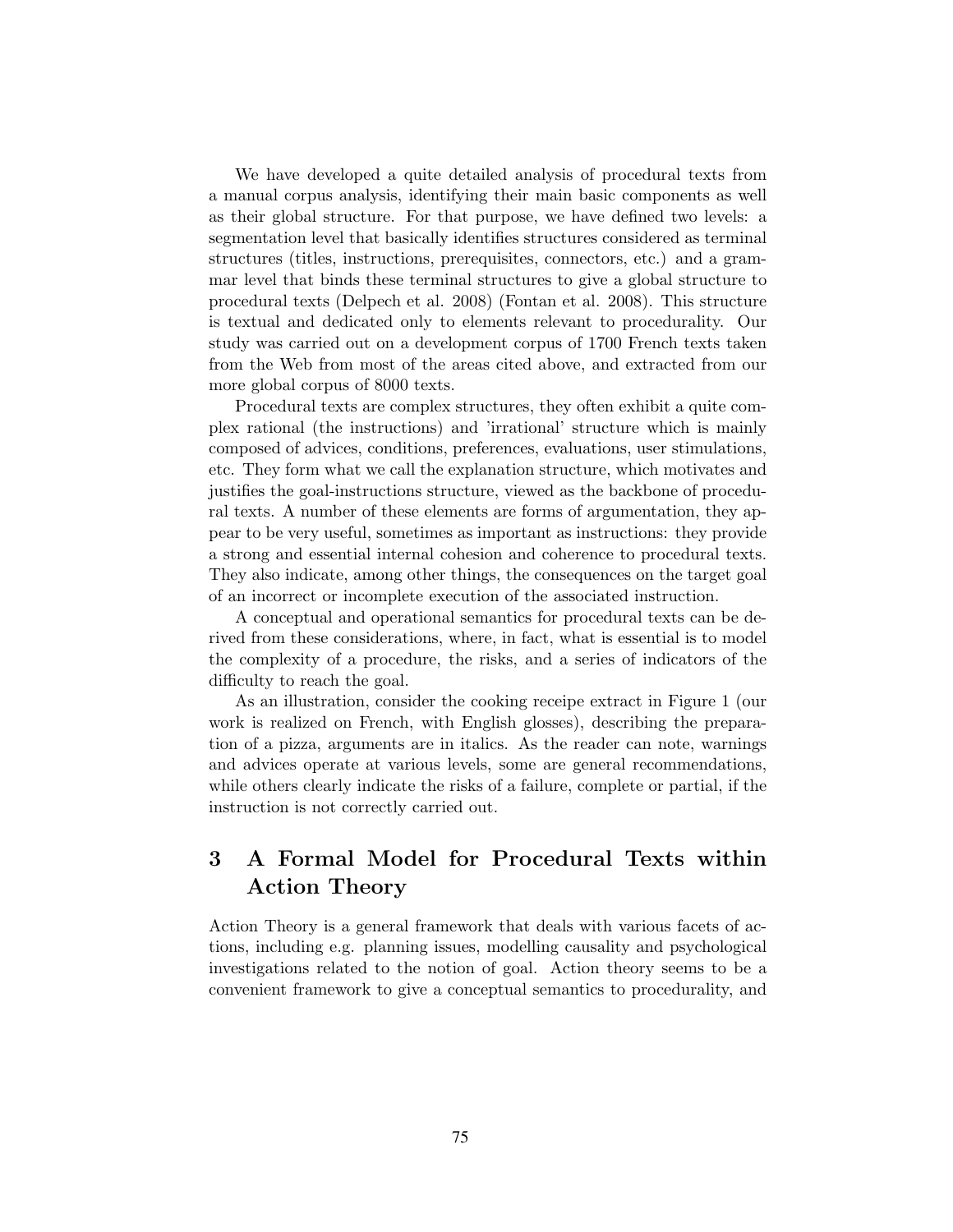We have developed a quite detailed analysis of procedural texts from a manual corpus analysis, identifying their main basic components as well as their global structure. For that purpose, we have defined two levels: a segmentation level that basically identifies structures considered as terminal structures (titles, instructions, prerequisites, connectors, etc.) and a grammar level that binds these terminal structures to give a global structure to procedural texts (Delpech et al. 2008) (Fontan et al. 2008). This structure is textual and dedicated only to elements relevant to procedurality. Our study was carried out on a development corpus of 1700 French texts taken from the Web from most of the areas cited above, and extracted from our more global corpus of 8000 texts.

Procedural texts are complex structures, they often exhibit a quite complex rational (the instructions) and 'irrational' structure which is mainly composed of advices, conditions, preferences, evaluations, user stimulations, etc. They form what we call the explanation structure, which motivates and justifies the goal-instructions structure, viewed as the backbone of procedural texts. A number of these elements are forms of argumentation, they appear to be very useful, sometimes as important as instructions: they provide a strong and essential internal cohesion and coherence to procedural texts. They also indicate, among other things, the consequences on the target goal of an incorrect or incomplete execution of the associated instruction.

A conceptual and operational semantics for procedural texts can be derived from these considerations, where, in fact, what is essential is to model the complexity of a procedure, the risks, and a series of indicators of the difficulty to reach the goal.

As an illustration, consider the cooking receipe extract in Figure 1 (our work is realized on French, with English glosses), describing the preparation of a pizza, arguments are in italics. As the reader can note, warnings and advices operate at various levels, some are general recommendations, while others clearly indicate the risks of a failure, complete or partial, if the instruction is not correctly carried out.

## 3 A Formal Model for Procedural Texts within Action Theory

Action Theory is a general framework that deals with various facets of actions, including e.g. planning issues, modelling causality and psychological investigations related to the notion of goal. Action theory seems to be a convenient framework to give a conceptual semantics to procedurality, and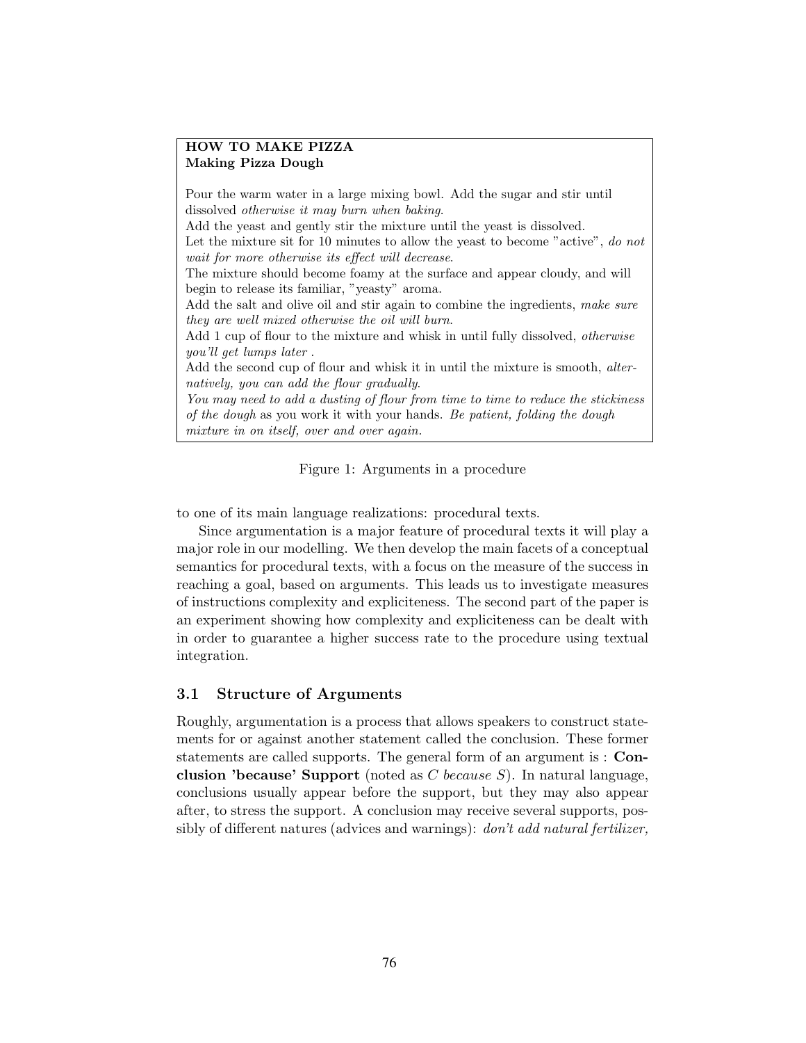**HOW TO MAKE PIZZA**
**Making Pizza Dough**

Pour the warm water in a large mixing bowl. Add the sugar and stir until dissolved *otherwise it may burn when baking*.
Add the yeast and gently stir the mixture until the yeast is dissolved.
Let the mixture sit for 10 minutes to allow the yeast to become "active", *do not wait for more otherwise its effect will decrease*.
The mixture should become foamy at the surface and appear cloudy, and will begin to release its familiar, "yeasty" aroma.
Add the salt and olive oil and stir again to combine the ingredients, *make sure they are well mixed otherwise the oil will burn*.
Add 1 cup of flour to the mixture and whisk in until fully dissolved, *otherwise you'll get lumps later* .
Add the second cup of flour and whisk it in until the mixture is smooth, *alternatively, you can add the flour gradually*.
*You may need to add a dusting of flour from time to time to reduce the stickiness of the dough* as you work it with your hands. *Be patient, folding the dough mixture in on itself, over and over again.*

Figure 1: Arguments in a procedure

to one of its main language realizations: procedural texts.

Since argumentation is a major feature of procedural texts it will play a major role in our modelling. We then develop the main facets of a conceptual semantics for procedural texts, with a focus on the measure of the success in reaching a goal, based on arguments. This leads us to investigate measures of instructions complexity and expliciteness. The second part of the paper is an experiment showing how complexity and expliciteness can be dealt with in order to guarantee a higher success rate to the procedure using textual integration.

### 3.1 Structure of Arguments

Roughly, argumentation is a process that allows speakers to construct statements for or against another statement called the conclusion. These former statements are called supports. The general form of an argument is : **Conclusion 'because' Support** (noted as *C because S*). In natural language, conclusions usually appear before the support, but they may also appear after, to stress the support. A conclusion may receive several supports, possibly of different natures (advices and warnings): *don't add natural fertilizer,*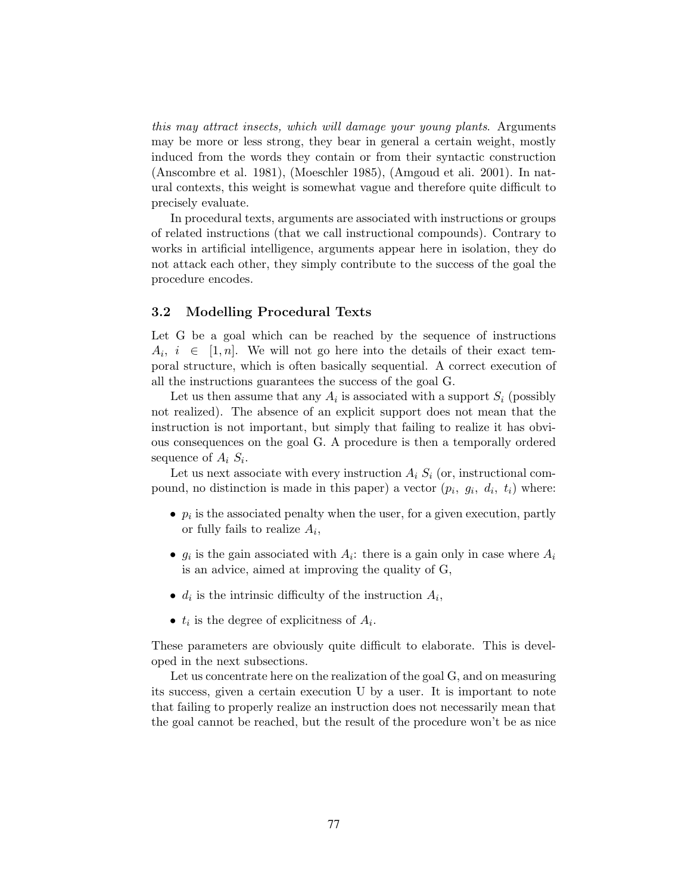*this may attract insects, which will damage your young plants*. Arguments may be more or less strong, they bear in general a certain weight, mostly induced from the words they contain or from their syntactic construction (Anscombre et al. 1981), (Moeschler 1985), (Amgoud et ali. 2001). In natural contexts, this weight is somewhat vague and therefore quite difficult to precisely evaluate.

In procedural texts, arguments are associated with instructions or groups of related instructions (that we call instructional compounds). Contrary to works in artificial intelligence, arguments appear here in isolation, they do not attack each other, they simply contribute to the success of the goal the procedure encodes.

### 3.2 Modelling Procedural Texts

Let G be a goal which can be reached by the sequence of instructions $A_i,\ i \in [1, n]$. We will not go here into the details of their exact temporal structure, which is often basically sequential. A correct execution of all the instructions guarantees the success of the goal G.

Let us then assume that any $A_i$ is associated with a support $S_i$ (possibly not realized). The absence of an explicit support does not mean that the instruction is not important, but simply that failing to realize it has obvious consequences on the goal G. A procedure is then a temporally ordered sequence of $A_i\ S_i$.

Let us next associate with every instruction $A_i\ S_i$ (or, instructional compound, no distinction is made in this paper) a vector $(p_i,\ g_i,\ d_i,\ t_i)$ where:

- $p_i$ is the associated penalty when the user, for a given execution, partly or fully fails to realize $A_i$,
- $g_i$ is the gain associated with $A_i$: there is a gain only in case where $A_i$ is an advice, aimed at improving the quality of G,
- $d_i$ is the intrinsic difficulty of the instruction $A_i$,
- $t_i$ is the degree of explicitness of $A_i$.

These parameters are obviously quite difficult to elaborate. This is developed in the next subsections.

Let us concentrate here on the realization of the goal G, and on measuring its success, given a certain execution U by a user. It is important to note that failing to properly realize an instruction does not necessarily mean that the goal cannot be reached, but the result of the procedure won't be as nice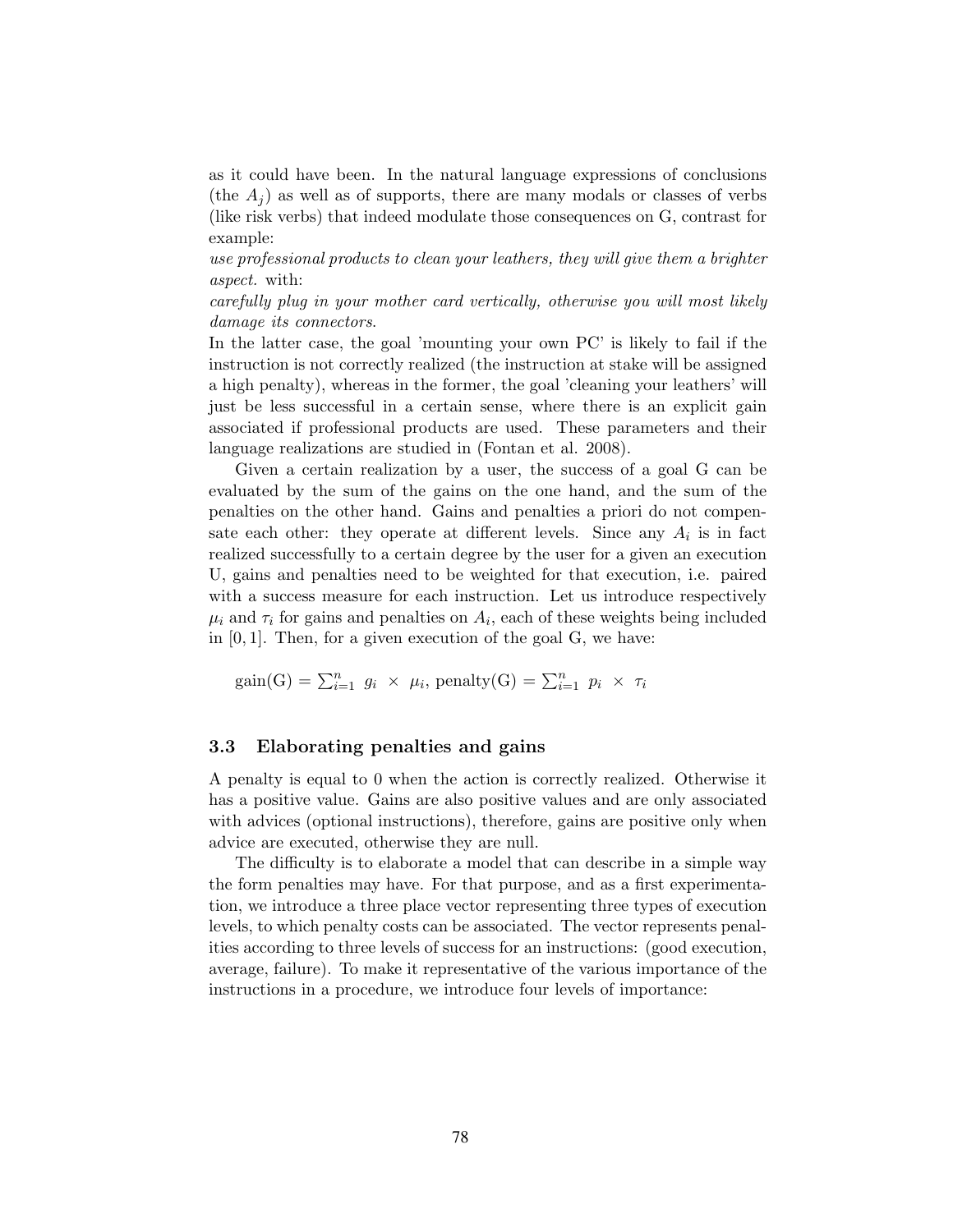as it could have been. In the natural language expressions of conclusions (the $A_j$) as well as of supports, there are many modals or classes of verbs (like risk verbs) that indeed modulate those consequences on G, contrast for example:

*use professional products to clean your leathers, they will give them a brighter aspect.* with:

*carefully plug in your mother card vertically, otherwise you will most likely damage its connectors.*

In the latter case, the goal 'mounting your own PC' is likely to fail if the instruction is not correctly realized (the instruction at stake will be assigned a high penalty), whereas in the former, the goal 'cleaning your leathers' will just be less successful in a certain sense, where there is an explicit gain associated if professional products are used. These parameters and their language realizations are studied in (Fontan et al. 2008).

Given a certain realization by a user, the success of a goal G can be evaluated by the sum of the gains on the one hand, and the sum of the penalties on the other hand. Gains and penalties a priori do not compensate each other: they operate at different levels. Since any $A_i$ is in fact realized successfully to a certain degree by the user for a given an execution U, gains and penalties need to be weighted for that execution, i.e. paired with a success measure for each instruction. Let us introduce respectively $\mu_i$ and $\tau_i$ for gains and penalties on $A_i$, each of these weights being included in $[0, 1]$. Then, for a given execution of the goal G, we have:

$$\text{gain(G)} = \sum_{i=1}^{n} g_i \times \mu_i, \; \text{penalty(G)} = \sum_{i=1}^{n} p_i \times \tau_i$$

### 3.3 Elaborating penalties and gains

A penalty is equal to 0 when the action is correctly realized. Otherwise it has a positive value. Gains are also positive values and are only associated with advices (optional instructions), therefore, gains are positive only when advice are executed, otherwise they are null.

The difficulty is to elaborate a model that can describe in a simple way the form penalties may have. For that purpose, and as a first experimentation, we introduce a three place vector representing three types of execution levels, to which penalty costs can be associated. The vector represents penalities according to three levels of success for an instructions: (good execution, average, failure). To make it representative of the various importance of the instructions in a procedure, we introduce four levels of importance: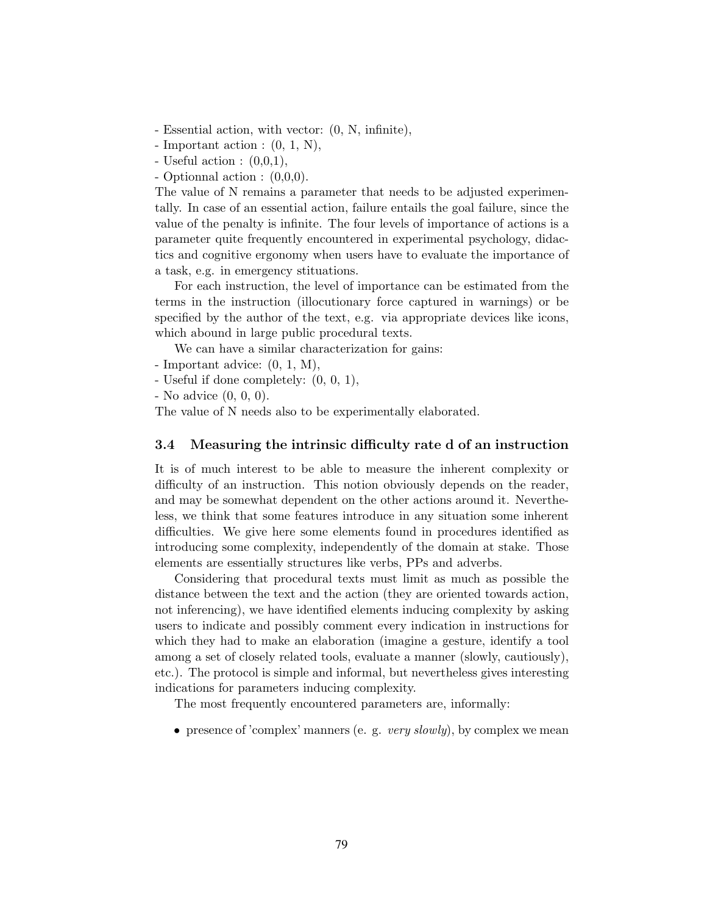- Essential action, with vector: (0, N, infinite),
- Important action : (0, 1, N),
- Useful action : (0,0,1),
- Optionnal action : (0,0,0).

The value of N remains a parameter that needs to be adjusted experimentally. In case of an essential action, failure entails the goal failure, since the value of the penalty is infinite. The four levels of importance of actions is a parameter quite frequently encountered in experimental psychology, didactics and cognitive ergonomy when users have to evaluate the importance of a task, e.g. in emergency stituations.

For each instruction, the level of importance can be estimated from the terms in the instruction (illocutionary force captured in warnings) or be specified by the author of the text, e.g. via appropriate devices like icons, which abound in large public procedural texts.

We can have a similar characterization for gains:

- Important advice: (0, 1, M),
- Useful if done completely: (0, 0, 1),
- No advice (0, 0, 0).

The value of N needs also to be experimentally elaborated.

### 3.4 Measuring the intrinsic difficulty rate d of an instruction

It is of much interest to be able to measure the inherent complexity or difficulty of an instruction. This notion obviously depends on the reader, and may be somewhat dependent on the other actions around it. Nevertheless, we think that some features introduce in any situation some inherent difficulties. We give here some elements found in procedures identified as introducing some complexity, independently of the domain at stake. Those elements are essentially structures like verbs, PPs and adverbs.

Considering that procedural texts must limit as much as possible the distance between the text and the action (they are oriented towards action, not inferencing), we have identified elements inducing complexity by asking users to indicate and possibly comment every indication in instructions for which they had to make an elaboration (imagine a gesture, identify a tool among a set of closely related tools, evaluate a manner (slowly, cautiously), etc.). The protocol is simple and informal, but nevertheless gives interesting indications for parameters inducing complexity.

The most frequently encountered parameters are, informally:

- presence of 'complex' manners (e. g. *very slowly*), by complex we mean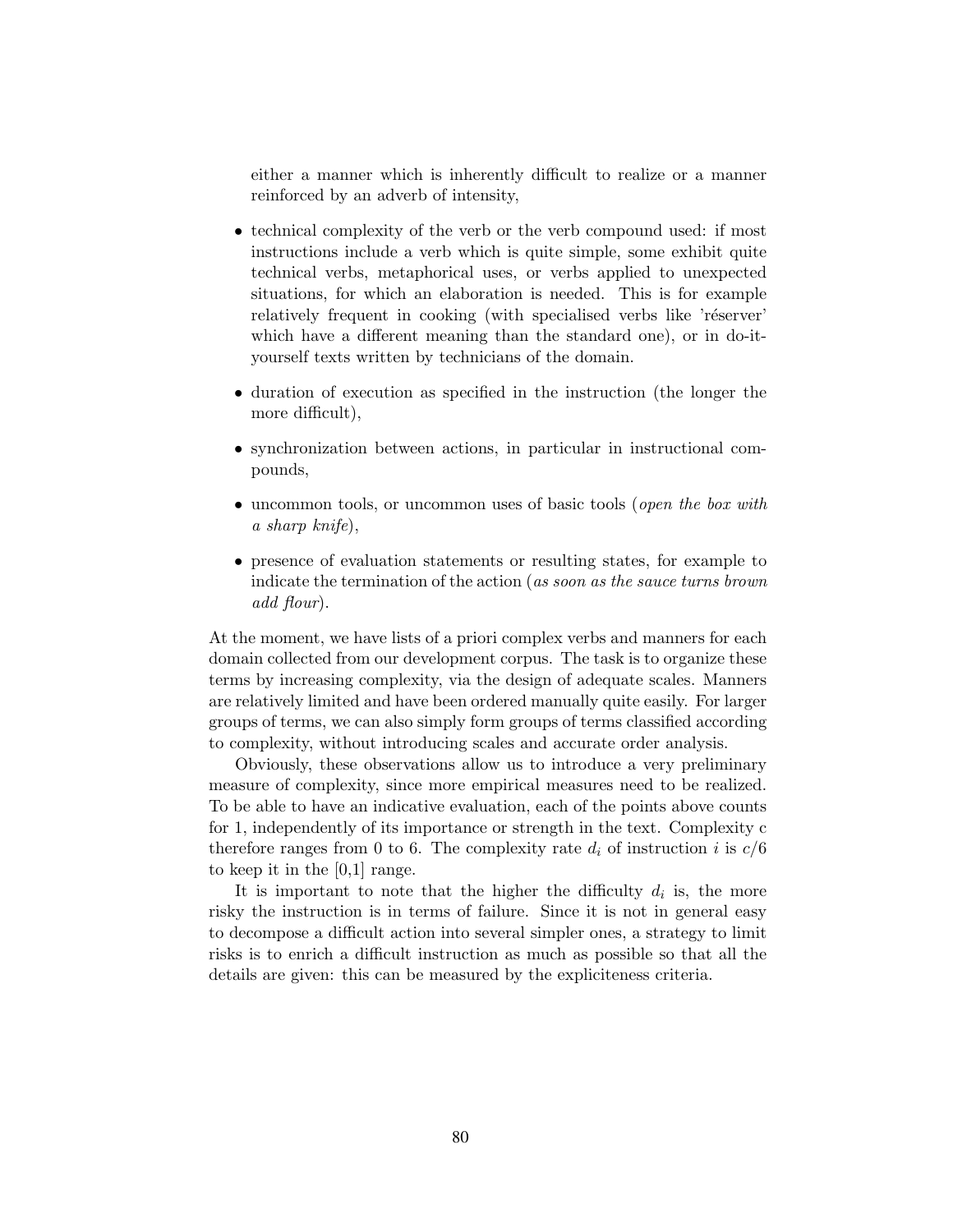either a manner which is inherently difficult to realize or a manner reinforced by an adverb of intensity,

- technical complexity of the verb or the verb compound used: if most instructions include a verb which is quite simple, some exhibit quite technical verbs, metaphorical uses, or verbs applied to unexpected situations, for which an elaboration is needed. This is for example relatively frequent in cooking (with specialised verbs like 'réserver' which have a different meaning than the standard one), or in do-it-yourself texts written by technicians of the domain.

- duration of execution as specified in the instruction (the longer the more difficult),

- synchronization between actions, in particular in instructional compounds,

- uncommon tools, or uncommon uses of basic tools (*open the box with a sharp knife*),

- presence of evaluation statements or resulting states, for example to indicate the termination of the action (*as soon as the sauce turns brown add flour*).

At the moment, we have lists of a priori complex verbs and manners for each domain collected from our development corpus. The task is to organize these terms by increasing complexity, via the design of adequate scales. Manners are relatively limited and have been ordered manually quite easily. For larger groups of terms, we can also simply form groups of terms classified according to complexity, without introducing scales and accurate order analysis.

Obviously, these observations allow us to introduce a very preliminary measure of complexity, since more empirical measures need to be realized. To be able to have an indicative evaluation, each of the points above counts for 1, independently of its importance or strength in the text. Complexity c therefore ranges from 0 to 6. The complexity rate $d_i$ of instruction $i$ is $c/6$ to keep it in the [0,1] range.

It is important to note that the higher the difficulty $d_i$ is, the more risky the instruction is in terms of failure. Since it is not in general easy to decompose a difficult action into several simpler ones, a strategy to limit risks is to enrich a difficult instruction as much as possible so that all the details are given: this can be measured by the expliciteness criteria.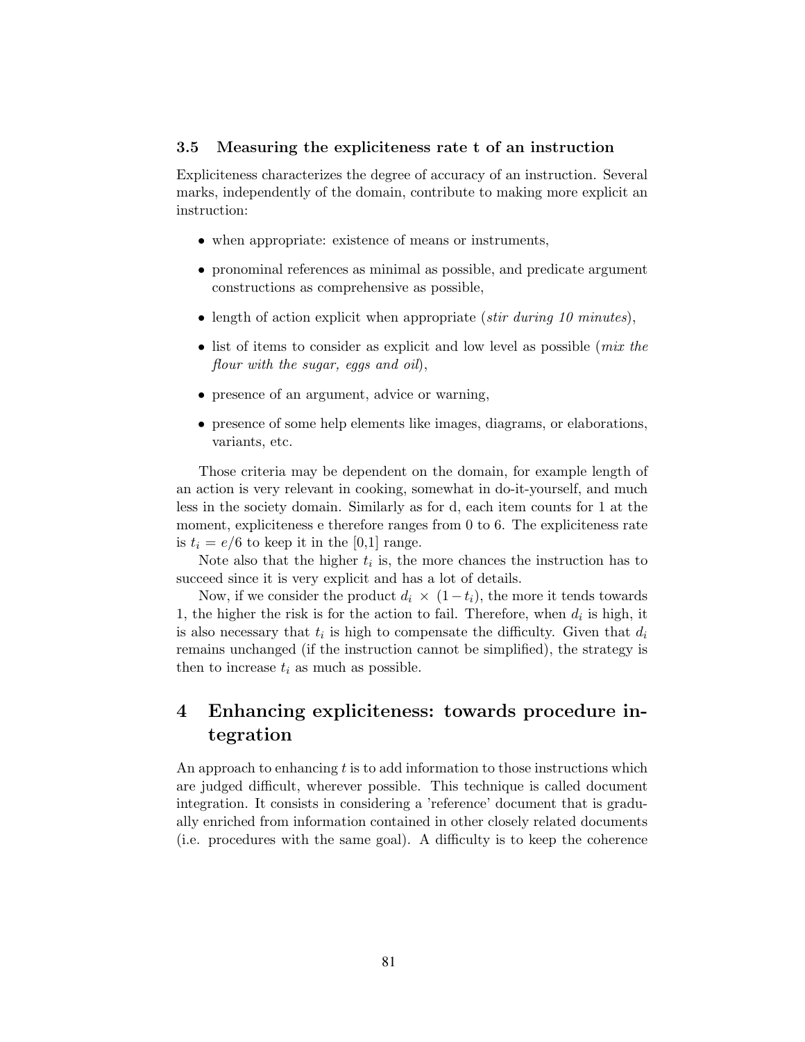### 3.5 Measuring the expliciteness rate t of an instruction

Expliciteness characterizes the degree of accuracy of an instruction. Several marks, independently of the domain, contribute to making more explicit an instruction:

- when appropriate: existence of means or instruments,
- pronominal references as minimal as possible, and predicate argument constructions as comprehensive as possible,
- length of action explicit when appropriate (*stir during 10 minutes*),
- list of items to consider as explicit and low level as possible (*mix the flour with the sugar, eggs and oil*),
- presence of an argument, advice or warning,
- presence of some help elements like images, diagrams, or elaborations, variants, etc.

Those criteria may be dependent on the domain, for example length of an action is very relevant in cooking, somewhat in do-it-yourself, and much less in the society domain. Similarly as for d, each item counts for 1 at the moment, expliciteness e therefore ranges from 0 to 6. The expliciteness rate is $t_i = e/6$ to keep it in the [0,1] range.

Note also that the higher $t_i$ is, the more chances the instruction has to succeed since it is very explicit and has a lot of details.

Now, if we consider the product $d_i \times (1 - t_i)$, the more it tends towards 1, the higher the risk is for the action to fail. Therefore, when $d_i$ is high, it is also necessary that $t_i$ is high to compensate the difficulty. Given that $d_i$ remains unchanged (if the instruction cannot be simplified), the strategy is then to increase $t_i$ as much as possible.

## 4 Enhancing expliciteness: towards procedure integration

An approach to enhancing $t$ is to add information to those instructions which are judged difficult, wherever possible. This technique is called document integration. It consists in considering a 'reference' document that is gradually enriched from information contained in other closely related documents (i.e. procedures with the same goal). A difficulty is to keep the coherence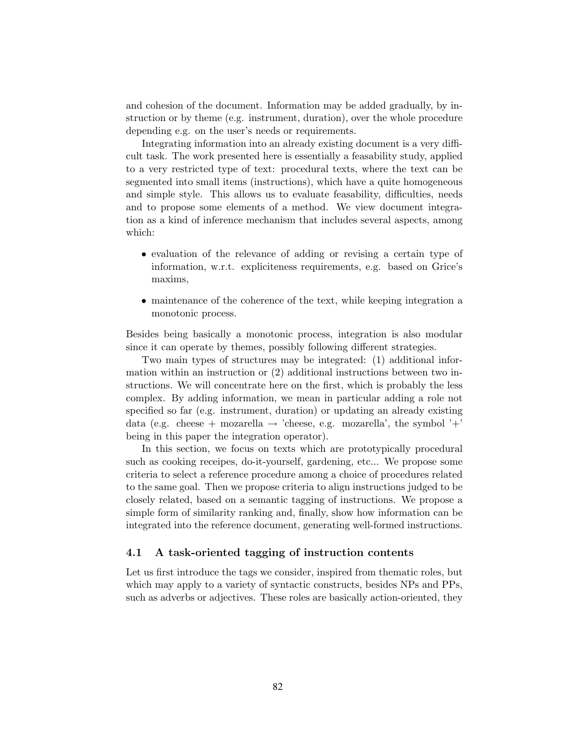and cohesion of the document. Information may be added gradually, by instruction or by theme (e.g. instrument, duration), over the whole procedure depending e.g. on the user's needs or requirements.

Integrating information into an already existing document is a very difficult task. The work presented here is essentially a feasability study, applied to a very restricted type of text: procedural texts, where the text can be segmented into small items (instructions), which have a quite homogeneous and simple style. This allows us to evaluate feasability, difficulties, needs and to propose some elements of a method. We view document integration as a kind of inference mechanism that includes several aspects, among which:

- evaluation of the relevance of adding or revising a certain type of information, w.r.t. expliciteness requirements, e.g. based on Grice's maxims,
- maintenance of the coherence of the text, while keeping integration a monotonic process.

Besides being basically a monotonic process, integration is also modular since it can operate by themes, possibly following different strategies.

Two main types of structures may be integrated: (1) additional information within an instruction or (2) additional instructions between two instructions. We will concentrate here on the first, which is probably the less complex. By adding information, we mean in particular adding a role not specified so far (e.g. instrument, duration) or updating an already existing data (e.g. cheese + mozarella → 'cheese, e.g. mozarella', the symbol '+' being in this paper the integration operator).

In this section, we focus on texts which are prototypically procedural such as cooking receipes, do-it-yourself, gardening, etc... We propose some criteria to select a reference procedure among a choice of procedures related to the same goal. Then we propose criteria to align instructions judged to be closely related, based on a semantic tagging of instructions. We propose a simple form of similarity ranking and, finally, show how information can be integrated into the reference document, generating well-formed instructions.

### 4.1 A task-oriented tagging of instruction contents

Let us first introduce the tags we consider, inspired from thematic roles, but which may apply to a variety of syntactic constructs, besides NPs and PPs, such as adverbs or adjectives. These roles are basically action-oriented, they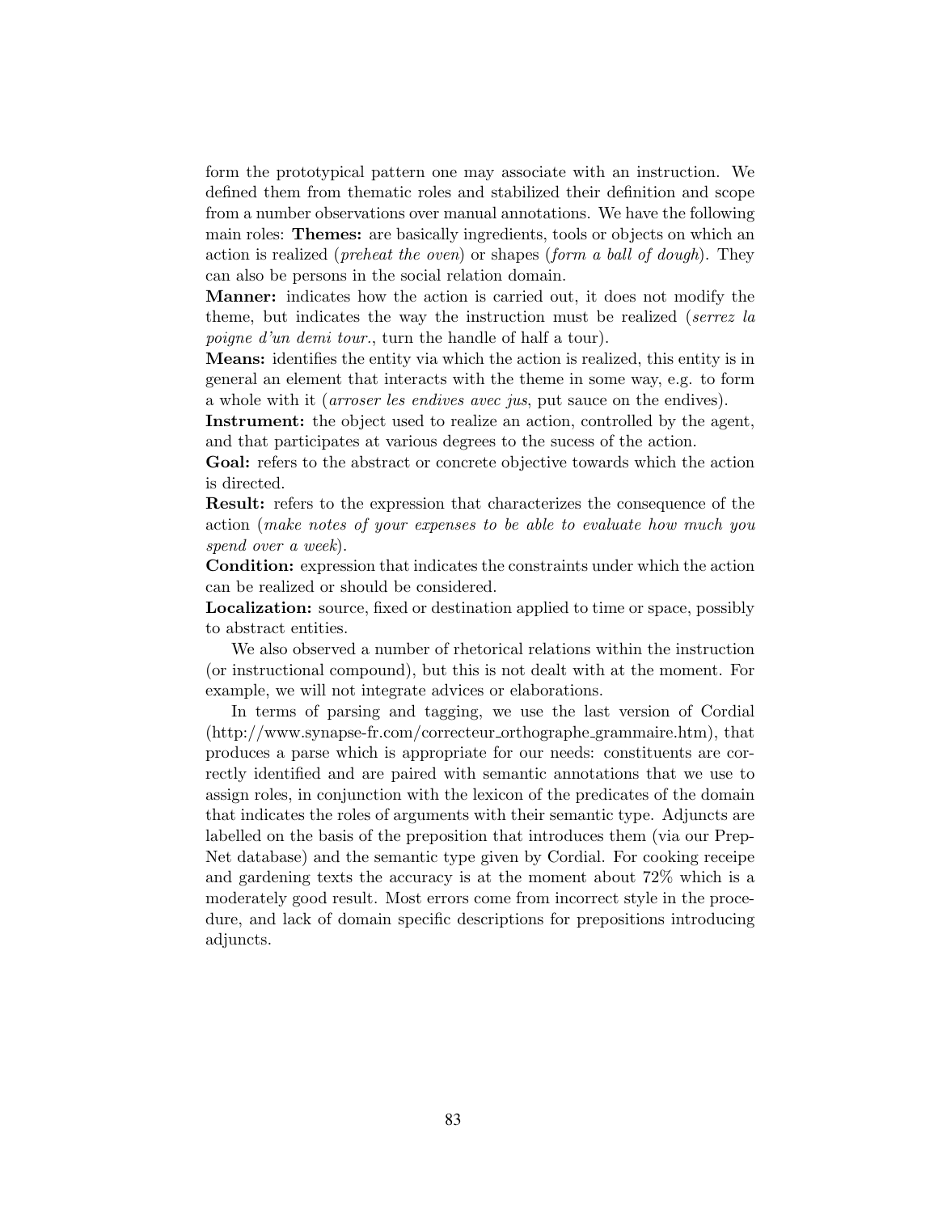form the prototypical pattern one may associate with an instruction. We defined them from thematic roles and stabilized their definition and scope from a number observations over manual annotations. We have the following main roles: **Themes:** are basically ingredients, tools or objects on which an action is realized (*preheat the oven*) or shapes (*form a ball of dough*). They can also be persons in the social relation domain.

**Manner:** indicates how the action is carried out, it does not modify the theme, but indicates the way the instruction must be realized (*serrez la poigne d'un demi tour.*, turn the handle of half a tour).

**Means:** identifies the entity via which the action is realized, this entity is in general an element that interacts with the theme in some way, e.g. to form a whole with it (*arroser les endives avec jus*, put sauce on the endives).

**Instrument:** the object used to realize an action, controlled by the agent, and that participates at various degrees to the sucess of the action.

**Goal:** refers to the abstract or concrete objective towards which the action is directed.

**Result:** refers to the expression that characterizes the consequence of the action (*make notes of your expenses to be able to evaluate how much you spend over a week*).

**Condition:** expression that indicates the constraints under which the action can be realized or should be considered.

**Localization:** source, fixed or destination applied to time or space, possibly to abstract entities.

We also observed a number of rhetorical relations within the instruction (or instructional compound), but this is not dealt with at the moment. For example, we will not integrate advices or elaborations.

In terms of parsing and tagging, we use the last version of Cordial (http://www.synapse-fr.com/correcteur_orthographe_grammaire.htm), that produces a parse which is appropriate for our needs: constituents are correctly identified and are paired with semantic annotations that we use to assign roles, in conjunction with the lexicon of the predicates of the domain that indicates the roles of arguments with their semantic type. Adjuncts are labelled on the basis of the preposition that introduces them (via our PrepNet database) and the semantic type given by Cordial. For cooking receipe and gardening texts the accuracy is at the moment about 72% which is a moderately good result. Most errors come from incorrect style in the procedure, and lack of domain specific descriptions for prepositions introducing adjuncts.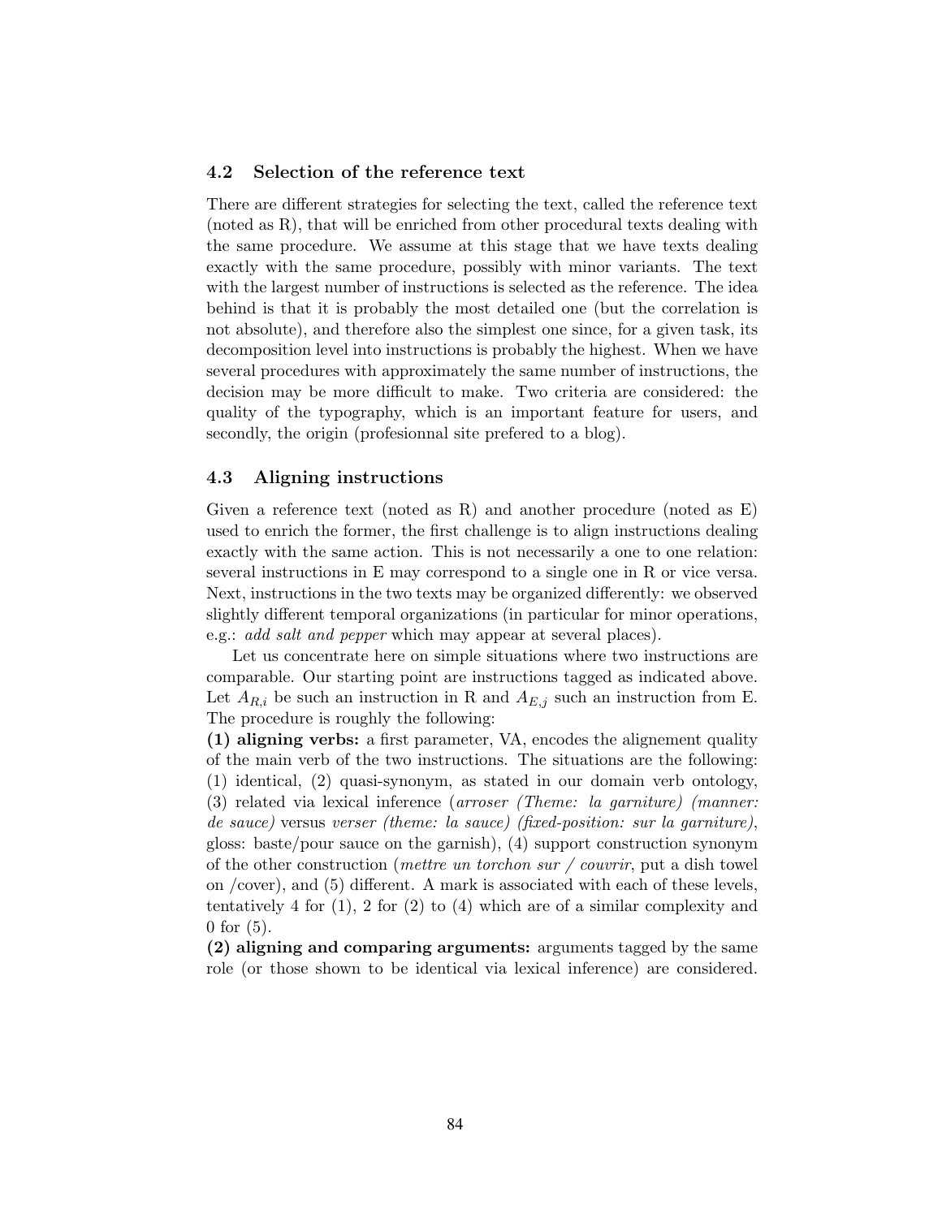### 4.2 Selection of the reference text

There are different strategies for selecting the text, called the reference text (noted as R), that will be enriched from other procedural texts dealing with the same procedure. We assume at this stage that we have texts dealing exactly with the same procedure, possibly with minor variants. The text with the largest number of instructions is selected as the reference. The idea behind is that it is probably the most detailed one (but the correlation is not absolute), and therefore also the simplest one since, for a given task, its decomposition level into instructions is probably the highest. When we have several procedures with approximately the same number of instructions, the decision may be more difficult to make. Two criteria are considered: the quality of the typography, which is an important feature for users, and secondly, the origin (profesionnal site prefered to a blog).

### 4.3 Aligning instructions

Given a reference text (noted as R) and another procedure (noted as E) used to enrich the former, the first challenge is to align instructions dealing exactly with the same action. This is not necessarily a one to one relation: several instructions in E may correspond to a single one in R or vice versa. Next, instructions in the two texts may be organized differently: we observed slightly different temporal organizations (in particular for minor operations, e.g.: *add salt and pepper* which may appear at several places).

Let us concentrate here on simple situations where two instructions are comparable. Our starting point are instructions tagged as indicated above. Let $A_{R,i}$ be such an instruction in R and $A_{E,j}$ such an instruction from E. The procedure is roughly the following:

**(1) aligning verbs:** a first parameter, VA, encodes the alignement quality of the main verb of the two instructions. The situations are the following: (1) identical, (2) quasi-synonym, as stated in our domain verb ontology, (3) related via lexical inference (*arroser (Theme: la garniture) (manner: de sauce)* versus *verser (theme: la sauce) (fixed-position: sur la garniture)*, gloss: baste/pour sauce on the garnish), (4) support construction synonym of the other construction (*mettre un torchon sur / couvrir*, put a dish towel on /cover), and (5) different. A mark is associated with each of these levels, tentatively 4 for (1), 2 for (2) to (4) which are of a similar complexity and 0 for (5).

**(2) aligning and comparing arguments:** arguments tagged by the same role (or those shown to be identical via lexical inference) are considered.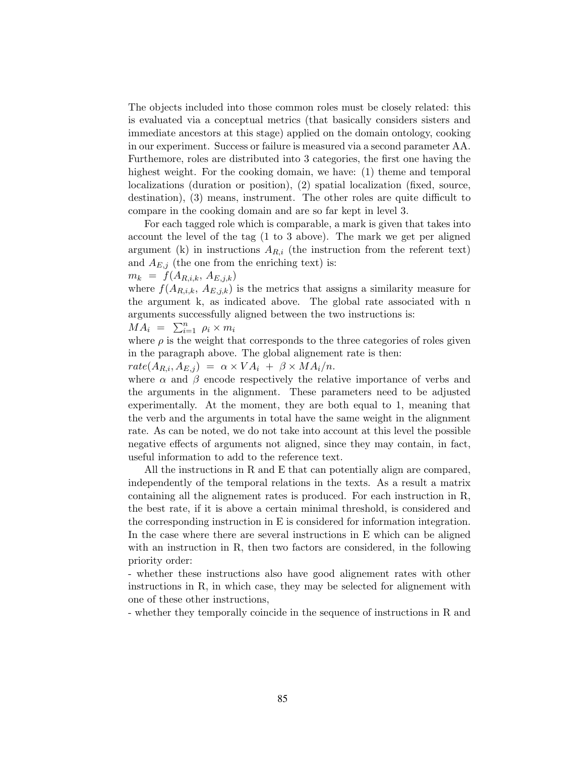The objects included into those common roles must be closely related: this is evaluated via a conceptual metrics (that basically considers sisters and immediate ancestors at this stage) applied on the domain ontology, cooking in our experiment. Success or failure is measured via a second parameter AA. Furthermore, roles are distributed into 3 categories, the first one having the highest weight. For the cooking domain, we have: (1) theme and temporal localizations (duration or position), (2) spatial localization (fixed, source, destination), (3) means, instrument. The other roles are quite difficult to compare in the cooking domain and are so far kept in level 3.

For each tagged role which is comparable, a mark is given that takes into account the level of the tag (1 to 3 above). The mark we get per aligned argument (k) in instructions $A_{R,i}$ (the instruction from the referent text) and $A_{E,j}$ (the one from the enriching text) is:

$m_k \ = \ f(A_{R,i,k}, \ A_{E,j,k})$

where $f(A_{R,i,k}, \ A_{E,j,k})$ is the metrics that assigns a similarity measure for the argument k, as indicated above. The global rate associated with n arguments successfully aligned between the two instructions is:

$MA_i \ = \ \sum_{i=1}^{n} \ \rho_i \times m_i$

where $\rho$ is the weight that corresponds to the three categories of roles given in the paragraph above. The global alignement rate is then:

$rate(A_{R,i}, A_{E,j}) \ = \ \alpha \times VA_i \ + \ \beta \times MA_i/n.$

where $\alpha$ and $\beta$ encode respectively the relative importance of verbs and the arguments in the alignment. These parameters need to be adjusted experimentally. At the moment, they are both equal to 1, meaning that the verb and the arguments in total have the same weight in the alignment rate. As can be noted, we do not take into account at this level the possible negative effects of arguments not aligned, since they may contain, in fact, useful information to add to the reference text.

All the instructions in R and E that can potentially align are compared, independently of the temporal relations in the texts. As a result a matrix containing all the alignement rates is produced. For each instruction in R, the best rate, if it is above a certain minimal threshold, is considered and the corresponding instruction in E is considered for information integration. In the case where there are several instructions in E which can be aligned with an instruction in R, then two factors are considered, in the following priority order:

- whether these instructions also have good alignement rates with other instructions in R, in which case, they may be selected for alignement with one of these other instructions,
- whether they temporally coincide in the sequence of instructions in R and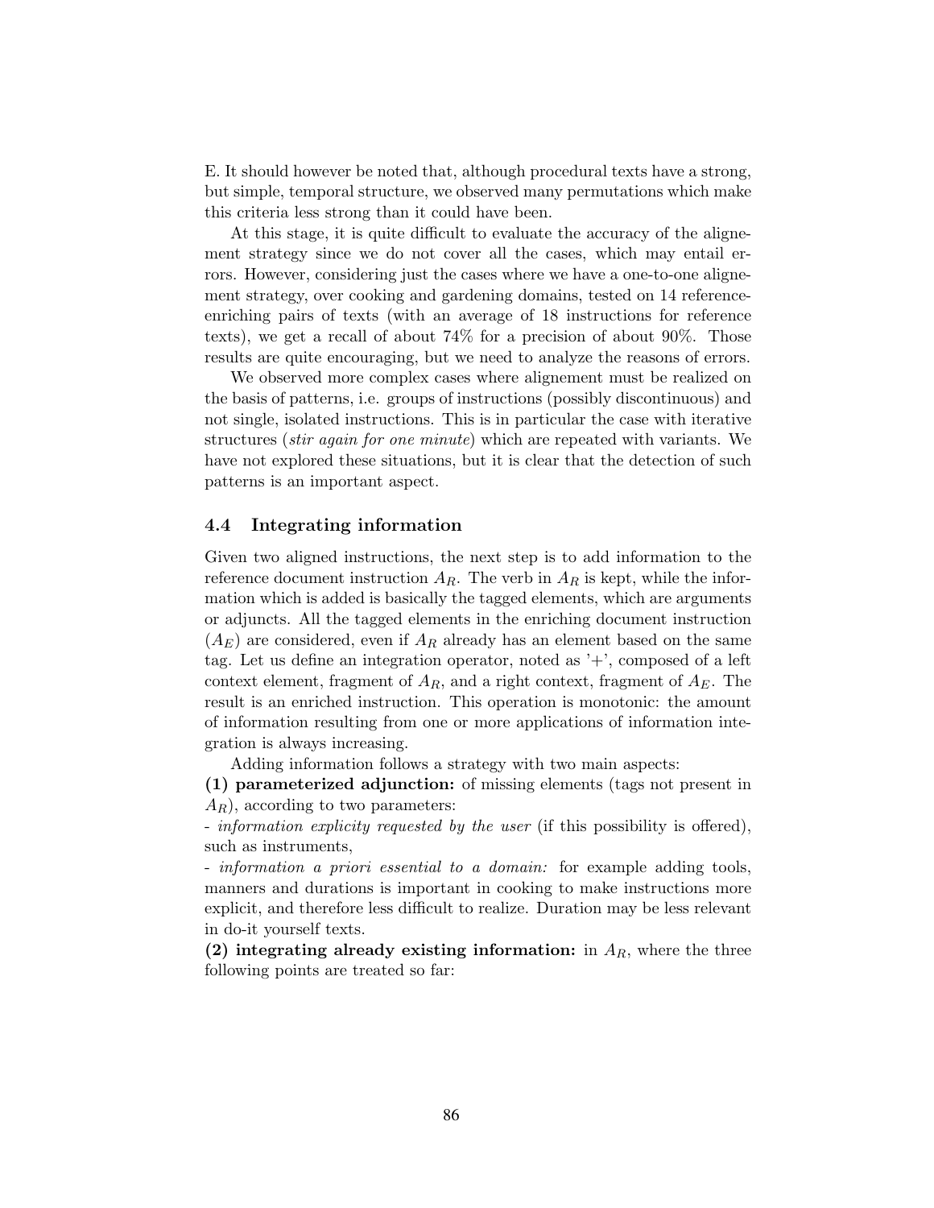E. It should however be noted that, although procedural texts have a strong, but simple, temporal structure, we observed many permutations which make this criteria less strong than it could have been.

At this stage, it is quite difficult to evaluate the accuracy of the alignement strategy since we do not cover all the cases, which may entail errors. However, considering just the cases where we have a one-to-one alignement strategy, over cooking and gardening domains, tested on 14 reference-enriching pairs of texts (with an average of 18 instructions for reference texts), we get a recall of about 74% for a precision of about 90%. Those results are quite encouraging, but we need to analyze the reasons of errors.

We observed more complex cases where alignement must be realized on the basis of patterns, i.e. groups of instructions (possibly discontinuous) and not single, isolated instructions. This is in particular the case with iterative structures (*stir again for one minute*) which are repeated with variants. We have not explored these situations, but it is clear that the detection of such patterns is an important aspect.

### 4.4 Integrating information

Given two aligned instructions, the next step is to add information to the reference document instruction $A_R$. The verb in $A_R$ is kept, while the information which is added is basically the tagged elements, which are arguments or adjuncts. All the tagged elements in the enriching document instruction ($A_E$) are considered, even if $A_R$ already has an element based on the same tag. Let us define an integration operator, noted as '+', composed of a left context element, fragment of $A_R$, and a right context, fragment of $A_E$. The result is an enriched instruction. This operation is monotonic: the amount of information resulting from one or more applications of information integration is always increasing.

Adding information follows a strategy with two main aspects:

**(1) parameterized adjunction:** of missing elements (tags not present in $A_R$), according to two parameters:

- *information explicity requested by the user* (if this possibility is offered), such as instruments,

- *information a priori essential to a domain:* for example adding tools, manners and durations is important in cooking to make instructions more explicit, and therefore less difficult to realize. Duration may be less relevant in do-it yourself texts.

**(2) integrating already existing information:** in $A_R$, where the three following points are treated so far: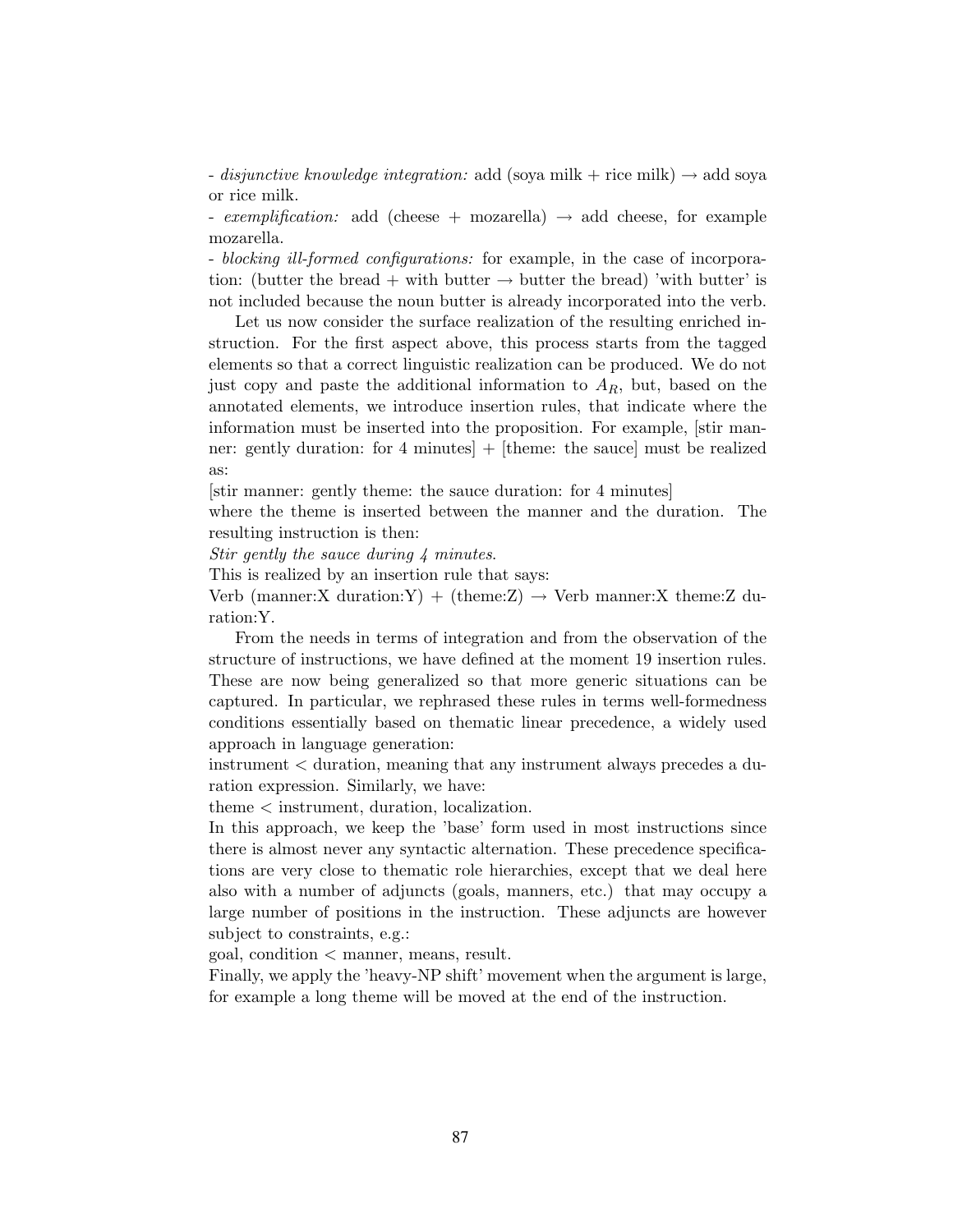- *disjunctive knowledge integration:* add (soya milk + rice milk) → add soya or rice milk.
- *exemplification:* add (cheese + mozarella) → add cheese, for example mozarella.
- *blocking ill-formed configurations:* for example, in the case of incorporation: (butter the bread + with butter → butter the bread) 'with butter' is not included because the noun butter is already incorporated into the verb.

Let us now consider the surface realization of the resulting enriched instruction. For the first aspect above, this process starts from the tagged elements so that a correct linguistic realization can be produced. We do not just copy and paste the additional information to $A_R$, but, based on the annotated elements, we introduce insertion rules, that indicate where the information must be inserted into the proposition. For example, [stir manner: gently duration: for 4 minutes] + [theme: the sauce] must be realized as:

[stir manner: gently theme: the sauce duration: for 4 minutes]

where the theme is inserted between the manner and the duration. The resulting instruction is then:

*Stir gently the sauce during 4 minutes.*

This is realized by an insertion rule that says:

Verb (manner:X duration:Y) + (theme:Z) → Verb manner:X theme:Z duration:Y.

From the needs in terms of integration and from the observation of the structure of instructions, we have defined at the moment 19 insertion rules. These are now being generalized so that more generic situations can be captured. In particular, we rephrased these rules in terms well-formedness conditions essentially based on thematic linear precedence, a widely used approach in language generation:

instrument < duration, meaning that any instrument always precedes a duration expression. Similarly, we have:

theme < instrument, duration, localization.

In this approach, we keep the 'base' form used in most instructions since there is almost never any syntactic alternation. These precedence specifications are very close to thematic role hierarchies, except that we deal here also with a number of adjuncts (goals, manners, etc.) that may occupy a large number of positions in the instruction. These adjuncts are however subject to constraints, e.g.:

goal, condition < manner, means, result.

Finally, we apply the 'heavy-NP shift' movement when the argument is large, for example a long theme will be moved at the end of the instruction.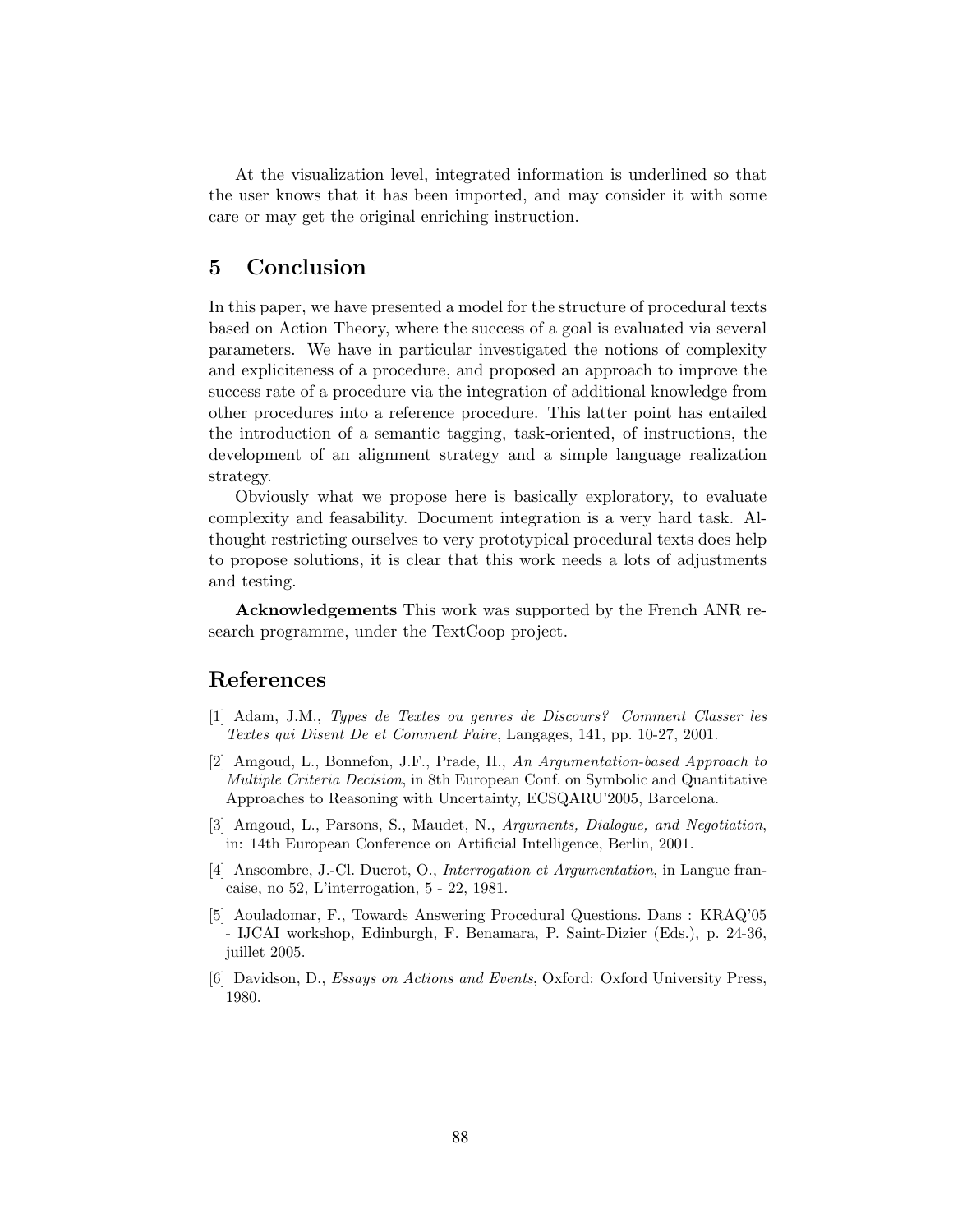At the visualization level, integrated information is underlined so that the user knows that it has been imported, and may consider it with some care or may get the original enriching instruction.

## 5 Conclusion

In this paper, we have presented a model for the structure of procedural texts based on Action Theory, where the success of a goal is evaluated via several parameters. We have in particular investigated the notions of complexity and expliciteness of a procedure, and proposed an approach to improve the success rate of a procedure via the integration of additional knowledge from other procedures into a reference procedure. This latter point has entailed the introduction of a semantic tagging, task-oriented, of instructions, the development of an alignment strategy and a simple language realization strategy.

Obviously what we propose here is basically exploratory, to evaluate complexity and feasability. Document integration is a very hard task. Althought restricting ourselves to very prototypical procedural texts does help to propose solutions, it is clear that this work needs a lots of adjustments and testing.

**Acknowledgements** This work was supported by the French ANR research programme, under the TextCoop project.

## References

[1] Adam, J.M., *Types de Textes ou genres de Discours? Comment Classer les Textes qui Disent De et Comment Faire*, Langages, 141, pp. 10-27, 2001.

[2] Amgoud, L., Bonnefon, J.F., Prade, H., *An Argumentation-based Approach to Multiple Criteria Decision*, in 8th European Conf. on Symbolic and Quantitative Approaches to Reasoning with Uncertainty, ECSQARU'2005, Barcelona.

[3] Amgoud, L., Parsons, S., Maudet, N., *Arguments, Dialogue, and Negotiation*, in: 14th European Conference on Artificial Intelligence, Berlin, 2001.

[4] Anscombre, J.-Cl. Ducrot, O., *Interrogation et Argumentation*, in Langue francaise, no 52, L'interrogation, 5 - 22, 1981.

[5] Aouladomar, F., Towards Answering Procedural Questions. Dans : KRAQ'05 - IJCAI workshop, Edinburgh, F. Benamara, P. Saint-Dizier (Eds.), p. 24-36, juillet 2005.

[6] Davidson, D., *Essays on Actions and Events*, Oxford: Oxford University Press, 1980.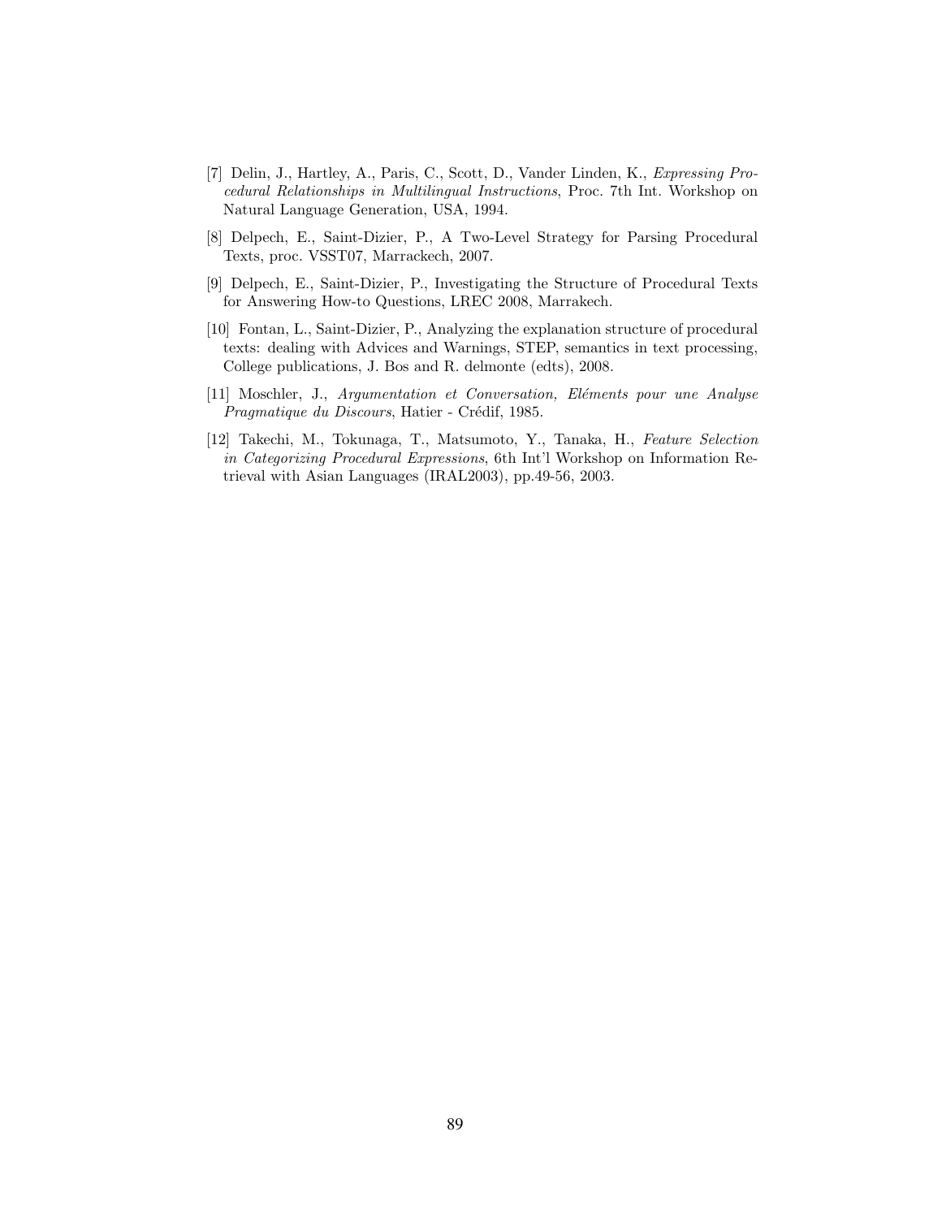[7] Delin, J., Hartley, A., Paris, C., Scott, D., Vander Linden, K., *Expressing Procedural Relationships in Multilingual Instructions*, Proc. 7th Int. Workshop on Natural Language Generation, USA, 1994.

[8] Delpech, E., Saint-Dizier, P., A Two-Level Strategy for Parsing Procedural Texts, proc. VSST07, Marrackech, 2007.

[9] Delpech, E., Saint-Dizier, P., Investigating the Structure of Procedural Texts for Answering How-to Questions, LREC 2008, Marrakech.

[10] Fontan, L., Saint-Dizier, P., Analyzing the explanation structure of procedural texts: dealing with Advices and Warnings, STEP, semantics in text processing, College publications, J. Bos and R. delmonte (edts), 2008.

[11] Moschler, J., *Argumentation et Conversation, Eléments pour une Analyse Pragmatique du Discours*, Hatier - Crédif, 1985.

[12] Takechi, M., Tokunaga, T., Matsumoto, Y., Tanaka, H., *Feature Selection in Categorizing Procedural Expressions*, 6th Int'l Workshop on Information Retrieval with Asian Languages (IRAL2003), pp.49-56, 2003.